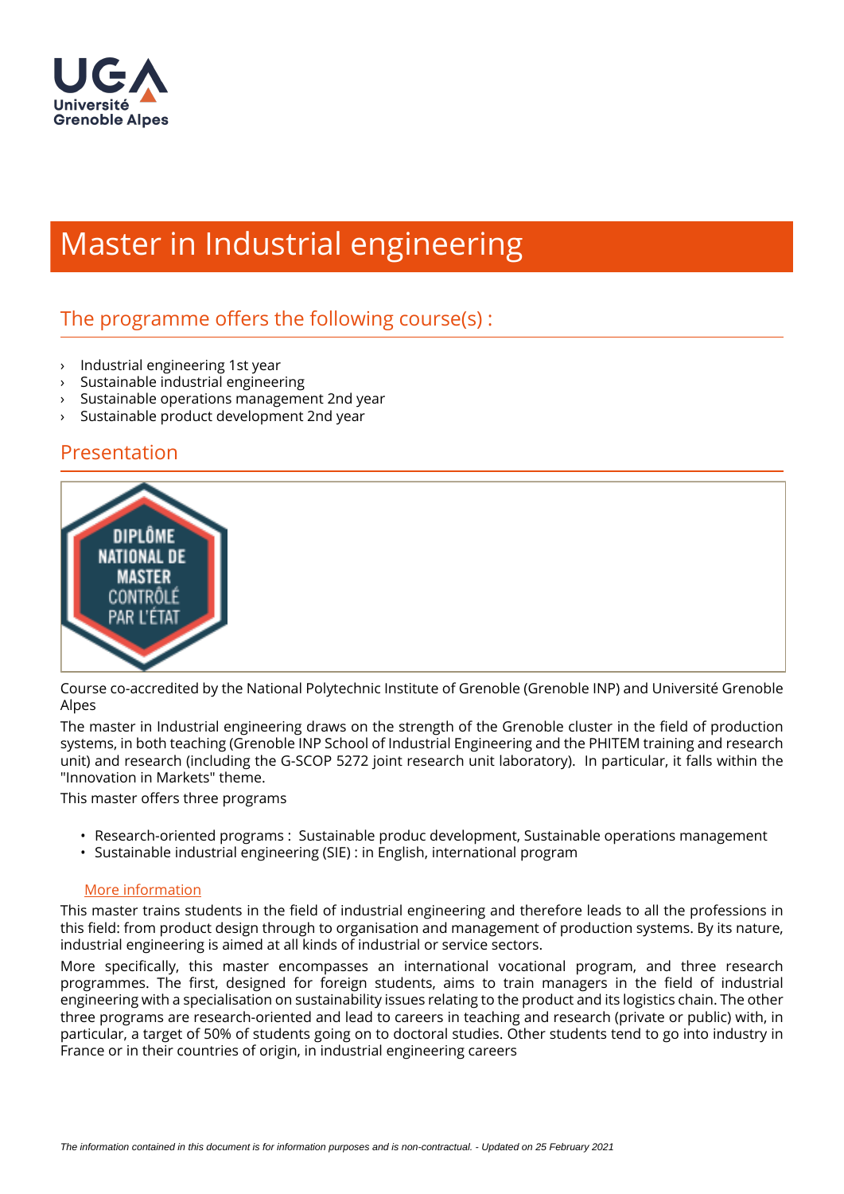# Master in Industrial engineering

## The programme offers the following course(s) :

- Industrial engineering 1st year
- Sustainable industrial engineering
- Sustainable operations management 2nd year
- Sustainable product development 2nd year

## Presentation

Course co-accredited by the National Polytechnic Institute of Grenoble (Grenoble INP) and Université Grenoble Alpes

The master in Industrial engineering draws on the strength of the Grenoble cluster in the field of production systems, in both teaching (Grenoble INP School of Industrial Engineering and the PHITEM training and research unit) and research (including the G-SCOP 5272 joint research unit laboratory). In particular, it falls within the "Innovation in Markets" theme.

This master offers three programs

- Research-oriented programs : Sustainable produc development, Sustainable operations management
- Sustainable industrial engineering (SIE) : in English, international program

More information

This master trains students in the field of industrial engineering and therefore leads to all the professions in this field: from product design through to organisation and management of production systems. By its nature, industrial engineering is aimed at all kinds of industrial or service sectors.

More specifically, this master encompasses an international vocational program, and three research programmes. The first, designed for foreign students, aims to train managers in the field of industrial engineering with a specialisation on sustainability issues relating to the product and its logistics chain. The other three programs are research-oriented and lead to careers in teaching and research (private or public) with, in particular, a target of 50% of students going on to doctoral studies. Other students tend to go into industry in France or in their countries of origin, in industrial engineering careers

*The information contained in this document is for information purposes and is non-contractual. - Updated on 25 February 2021*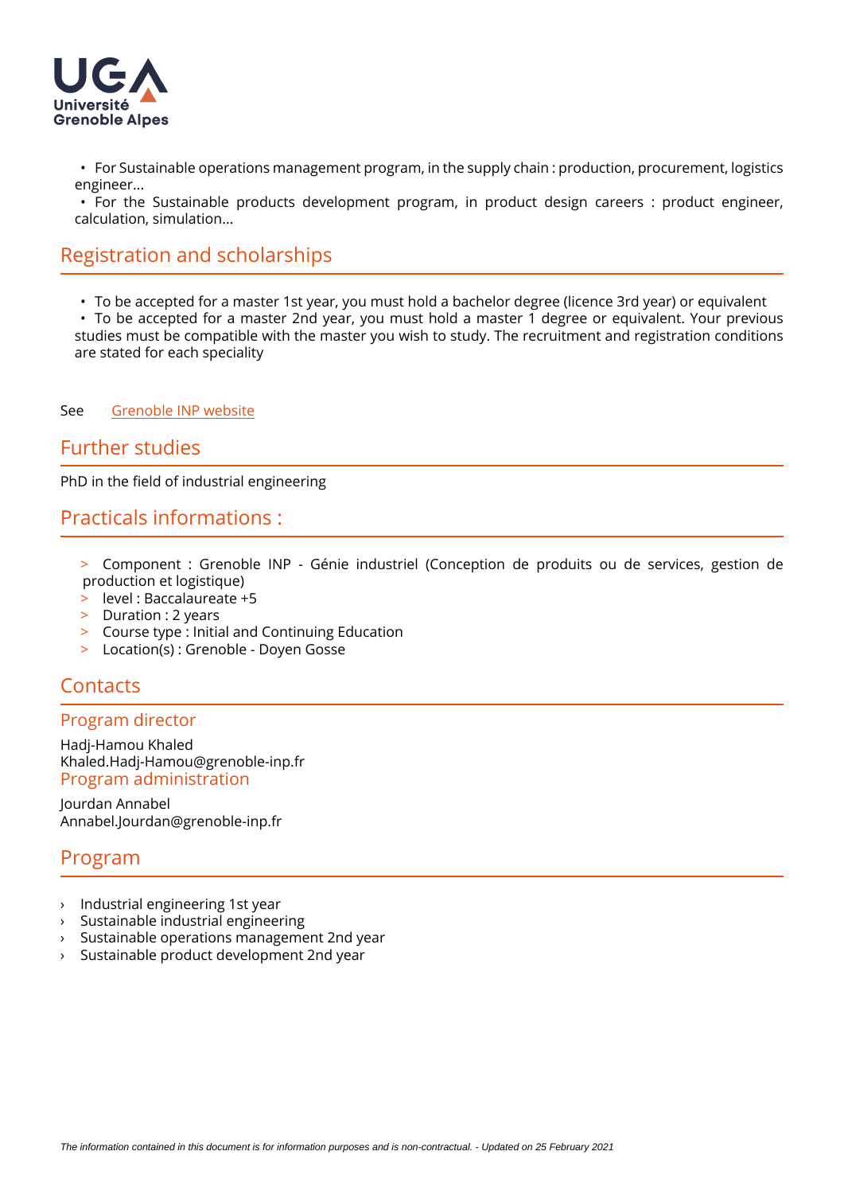- For Sustainable operations management program, in the supply chain : production, procurement, logistics engineer...
- For the Sustainable products development program, in product design careers : product engineer, calculation, simulation...

## Registration and scholarships

- To be accepted for a master 1st year, you must hold a bachelor degree (licence 3rd year) or equivalent
- To be accepted for a master 2nd year, you must hold a master 1 degree or equivalent. Your previous studies must be compatible with the master you wish to study. The recruitment and registration conditions are stated for each speciality

See Grenoble INP website

## Further studies

PhD in the field of industrial engineering

## Practicals informations :

- Component : Grenoble INP - Génie industriel (Conception de produits ou de services, gestion de production et logistique)
- level : Baccalaureate +5
- Duration : 2 years
- Course type : Initial and Continuing Education
- Location(s) : Grenoble - Doyen Gosse

## Contacts

### Program director

Hadj-Hamou Khaled
Khaled.Hadj-Hamou@grenoble-inp.fr

### Program administration

Jourdan Annabel
Annabel.Jourdan@grenoble-inp.fr

## Program

- Industrial engineering 1st year
- Sustainable industrial engineering
- Sustainable operations management 2nd year
- Sustainable product development 2nd year

*The information contained in this document is for information purposes and is non-contractual. - Updated on 25 February 2021*